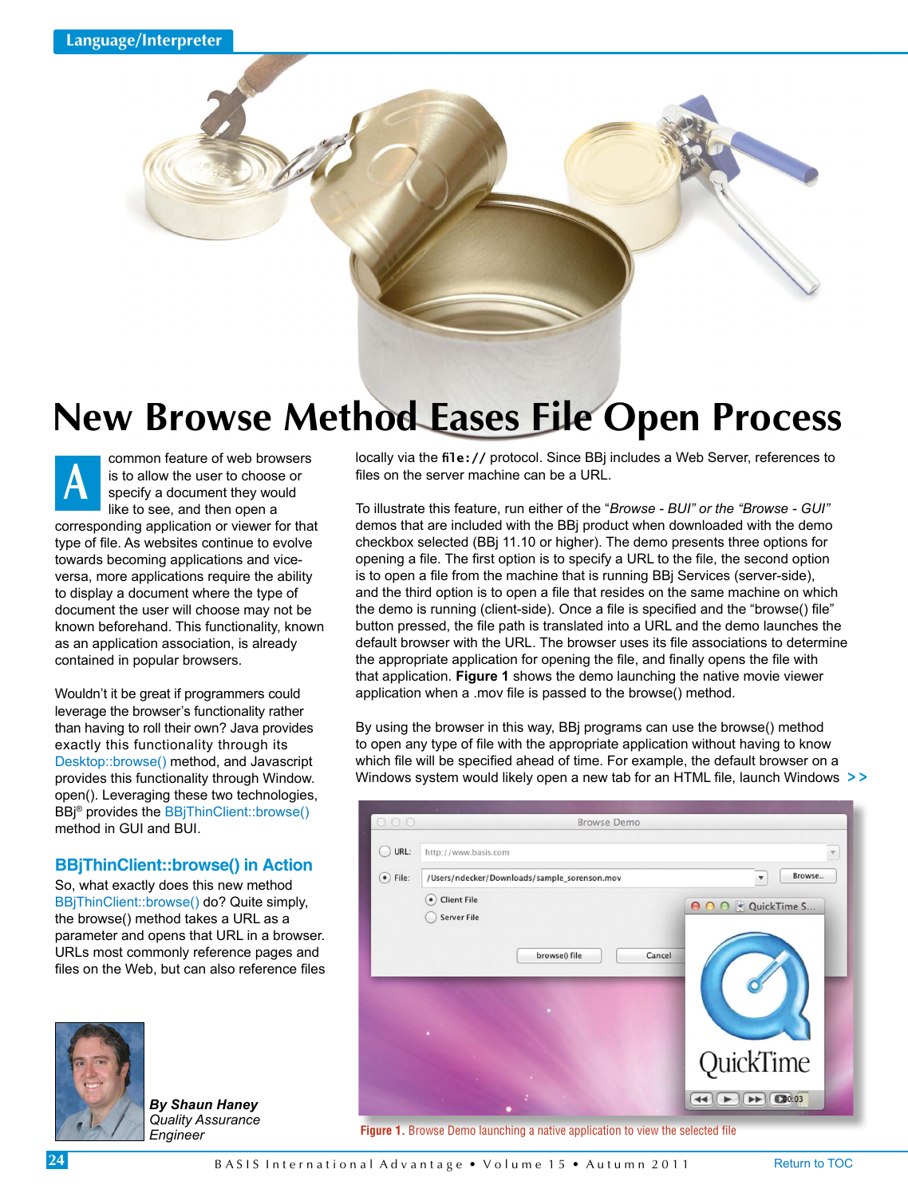Language/Interpreter

# New Browse Method Eases File Open Process

A common feature of web browsers is to allow the user to choose or specify a document they would like to see, and then open a corresponding application or viewer for that type of file. As websites continue to evolve towards becoming applications and vice-versa, more applications require the ability to display a document where the type of document the user will choose may not be known beforehand. This functionality, known as an application association, is already contained in popular browsers.

Wouldn't it be great if programmers could leverage the browser's functionality rather than having to roll their own? Java provides exactly this functionality through its Desktop::browse() method, and Javascript provides this functionality through Window.open(). Leveraging these two technologies, BBj® provides the BBjThinClient::browse() method in GUI and BUI.

## BBjThinClient::browse() in Action

So, what exactly does this new method BBjThinClient::browse() do? Quite simply, the browse() method takes a URL as a parameter and opens that URL in a browser. URLs most commonly reference pages and files on the Web, but can also reference files locally via the `file://` protocol. Since BBj includes a Web Server, references to files on the server machine can be a URL.

To illustrate this feature, run either of the "*Browse - BUI" or the "Browse - GUI"* demos that are included with the BBj product when downloaded with the demo checkbox selected (BBj 11.10 or higher). The demo presents three options for opening a file. The first option is to specify a URL to the file, the second option is to open a file from the machine that is running BBj Services (server-side), and the third option is to open a file that resides on the same machine on which the demo is running (client-side). Once a file is specified and the "browse() file" button pressed, the file path is translated into a URL and the demo launches the default browser with the URL. The browser uses its file associations to determine the appropriate application for opening the file, and finally opens the file with that application. **Figure 1** shows the demo launching the native movie viewer application when a .mov file is passed to the browse() method.

By using the browser in this way, BBj programs can use the browse() method to open any type of file with the appropriate application without having to know which file will be specified ahead of time. For example, the default browser on a Windows system would likely open a new tab for an HTML file, launch Windows >>

**Figure 1.** Browse Demo launching a native application to view the selected file

***By Shaun Haney***
*Quality Assurance Engineer*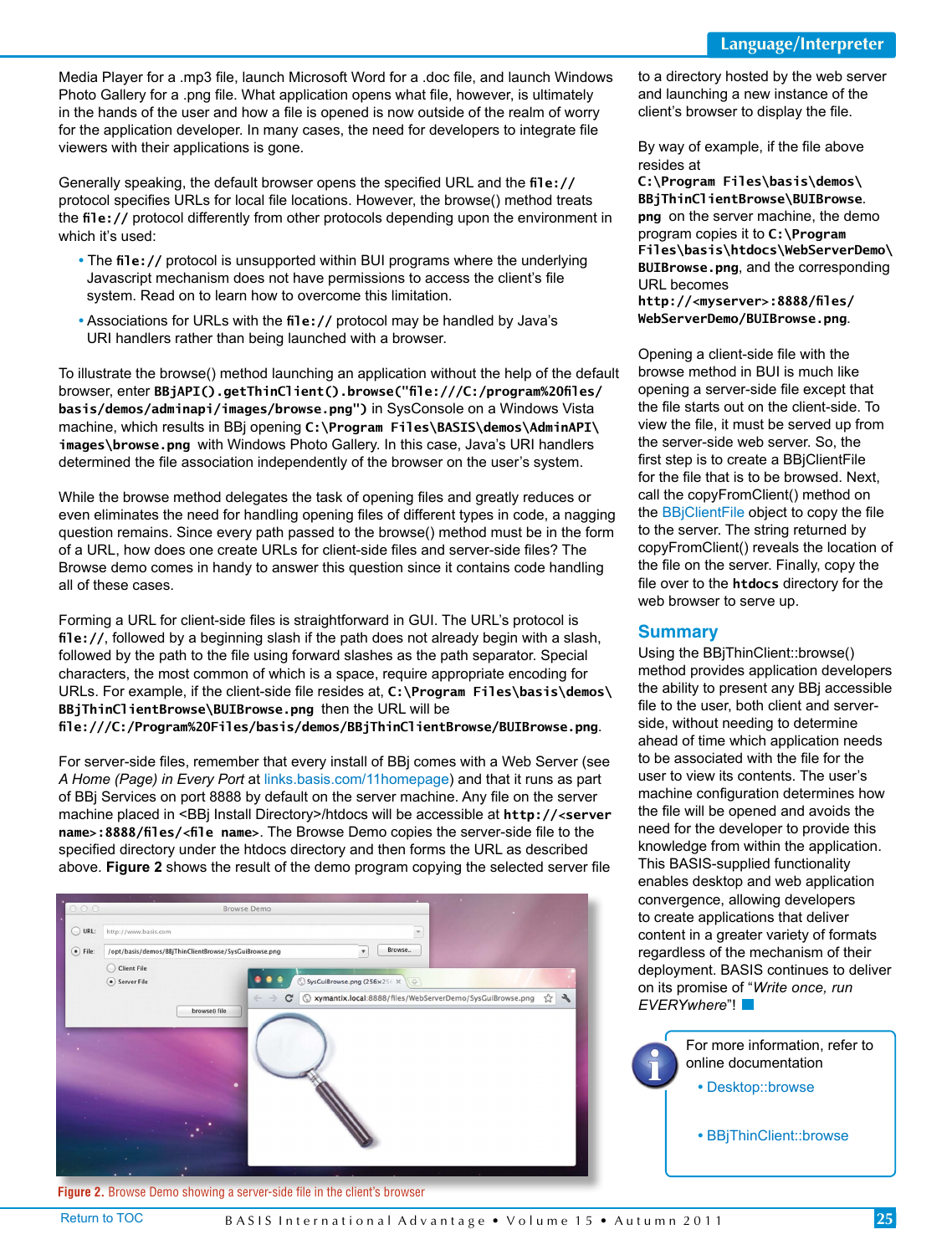Media Player for a .mp3 file, launch Microsoft Word for a .doc file, and launch Windows Photo Gallery for a .png file. What application opens what file, however, is ultimately in the hands of the user and how a file is opened is now outside of the realm of worry for the application developer. In many cases, the need for developers to integrate file viewers with their applications is gone.

Generally speaking, the default browser opens the specified URL and the **file://** protocol specifies URLs for local file locations. However, the browse() method treats the **file://** protocol differently from other protocols depending upon the environment in which it's used:

- The **file://** protocol is unsupported within BUI programs where the underlying Javascript mechanism does not have permissions to access the client's file system. Read on to learn how to overcome this limitation.
- Associations for URLs with the **file://** protocol may be handled by Java's URI handlers rather than being launched with a browser.

To illustrate the browse() method launching an application without the help of the default browser, enter **BBjAPI().getThinClient().browse("file:///C:/program%20files/basis/demos/adminapi/images/browse.png")** in SysConsole on a Windows Vista machine, which results in BBj opening **C:\Program Files\BASIS\demos\AdminAPI\images\browse.png** with Windows Photo Gallery. In this case, Java's URI handlers determined the file association independently of the browser on the user's system.

While the browse method delegates the task of opening files and greatly reduces or even eliminates the need for handling opening files of different types in code, a nagging question remains. Since every path passed to the browse() method must be in the form of a URL, how does one create URLs for client-side files and server-side files? The Browse demo comes in handy to answer this question since it contains code handling all of these cases.

Forming a URL for client-side files is straightforward in GUI. The URL's protocol is **file://**, followed by a beginning slash if the path does not already begin with a slash, followed by the path to the file using forward slashes as the path separator. Special characters, the most common of which is a space, require appropriate encoding for URLs. For example, if the client-side file resides at, **C:\Program Files\basis\demos\BBjThinClientBrowse\BUIBrowse.png** then the URL will be **file:///C:/Program%20Files/basis/demos/BBjThinClientBrowse/BUIBrowse.png**.

For server-side files, remember that every install of BBj comes with a Web Server (see *A Home (Page) in Every Port* at links.basis.com/11homepage) and that it runs as part of BBj Services on port 8888 by default on the server machine. Any file on the server machine placed in <BBj Install Directory>/htdocs will be accessible at **http://<server name>:8888/files/<file name>**. The Browse Demo copies the server-side file to the specified directory under the htdocs directory and then forms the URL as described above. **Figure 2** shows the result of the demo program copying the selected server file to a directory hosted by the web server and launching a new instance of the client's browser to display the file.

**Figure 2.** Browse Demo showing a server-side file in the client's browser

By way of example, if the file above resides at **C:\Program Files\basis\demos\BBjThinClientBrowse\BUIBrowse.png** on the server machine, the demo program copies it to **C:\Program Files\basis\htdocs\WebServerDemo\BUIBrowse.png**, and the corresponding URL becomes **http://<myserver>:8888/files/WebServerDemo/BUIBrowse.png**.

Opening a client-side file with the browse method in BUI is much like opening a server-side file except that the file starts out on the client-side. To view the file, it must be served up from the server-side web server. So, the first step is to create a BBjClientFile for the file that is to be browsed. Next, call the copyFromClient() method on the BBjClientFile object to copy the file to the server. The string returned by copyFromClient() reveals the location of the file on the server. Finally, copy the file over to the **htdocs** directory for the web browser to serve up.

## Summary

Using the BBjThinClient::browse() method provides application developers the ability to present any BBj accessible file to the user, both client and server-side, without needing to determine ahead of time which application needs to be associated with the file for the user to view its contents. The user's machine configuration determines how the file will be opened and avoids the need for the developer to provide this knowledge from within the application. This BASIS-supplied functionality enables desktop and web application convergence, allowing developers to create applications that deliver content in a greater variety of formats regardless of the mechanism of their deployment. BASIS continues to deliver on its promise of "*Write once, run EVERYwhere*"!

For more information, refer to online documentation

- Desktop::browse
- BBjThinClient::browse